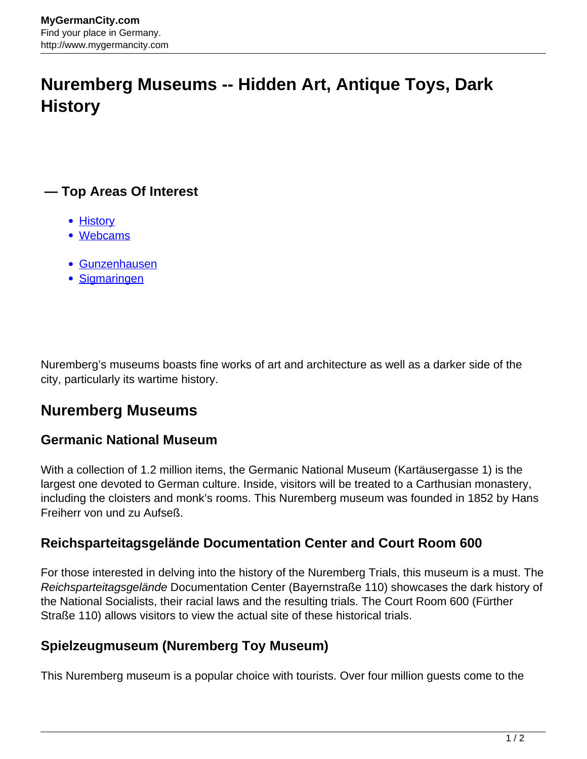# Nuremberg Museums -- Hidden Art, Antique Toys, Dark History

## — Top Areas Of Interest

- History
- Webcams

- Gunzenhausen
- Sigmaringen

Nuremberg's museums boasts fine works of art and architecture as well as a darker side of the city, particularly its wartime history.

## Nuremberg Museums

### Germanic National Museum

With a collection of 1.2 million items, the Germanic National Museum (Kartäusergasse 1) is the largest one devoted to German culture. Inside, visitors will be treated to a Carthusian monastery, including the cloisters and monk's rooms. This Nuremberg museum was founded in 1852 by Hans Freiherr von und zu Aufseß.

### Reichsparteitagsgelände Documentation Center and Court Room 600

For those interested in delving into the history of the Nuremberg Trials, this museum is a must. The *Reichsparteitagsgelände* Documentation Center (Bayernstraße 110) showcases the dark history of the National Socialists, their racial laws and the resulting trials. The Court Room 600 (Fürther Straße 110) allows visitors to view the actual site of these historical trials.

### Spielzeugmuseum (Nuremberg Toy Museum)

This Nuremberg museum is a popular choice with tourists. Over four million guests come to the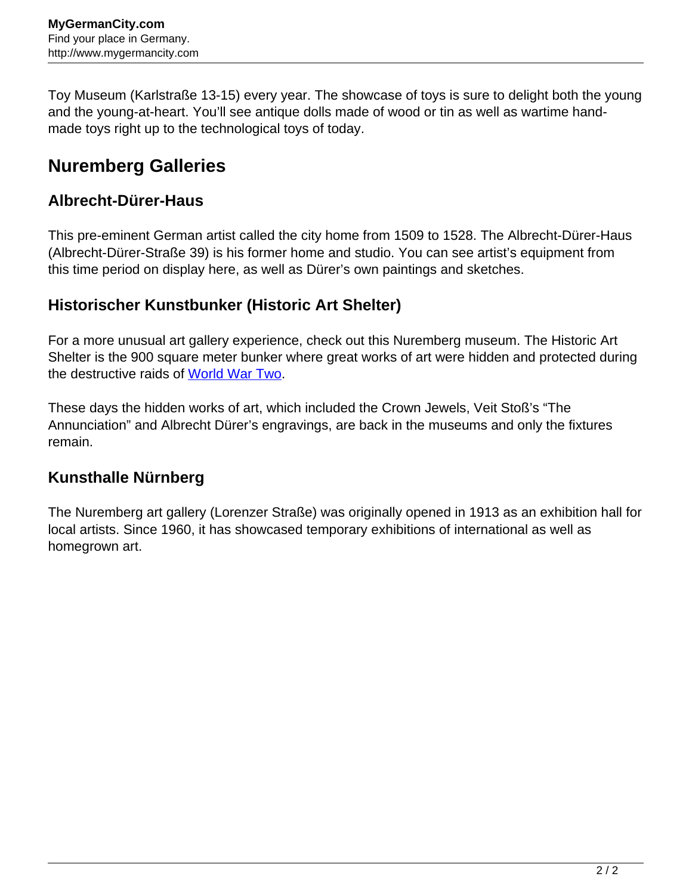Toy Museum (Karlstraße 13-15) every year. The showcase of toys is sure to delight both the young and the young-at-heart. You'll see antique dolls made of wood or tin as well as wartime hand-made toys right up to the technological toys of today.

## Nuremberg Galleries

### Albrecht-Dürer-Haus

This pre-eminent German artist called the city home from 1509 to 1528. The Albrecht-Dürer-Haus (Albrecht-Dürer-Straße 39) is his former home and studio. You can see artist's equipment from this time period on display here, as well as Dürer's own paintings and sketches.

### Historischer Kunstbunker (Historic Art Shelter)

For a more unusual art gallery experience, check out this Nuremberg museum. The Historic Art Shelter is the 900 square meter bunker where great works of art were hidden and protected during the destructive raids of World War Two.

These days the hidden works of art, which included the Crown Jewels, Veit Stoß's "The Annunciation" and Albrecht Dürer's engravings, are back in the museums and only the fixtures remain.

### Kunsthalle Nürnberg

The Nuremberg art gallery (Lorenzer Straße) was originally opened in 1913 as an exhibition hall for local artists. Since 1960, it has showcased temporary exhibitions of international as well as homegrown art.